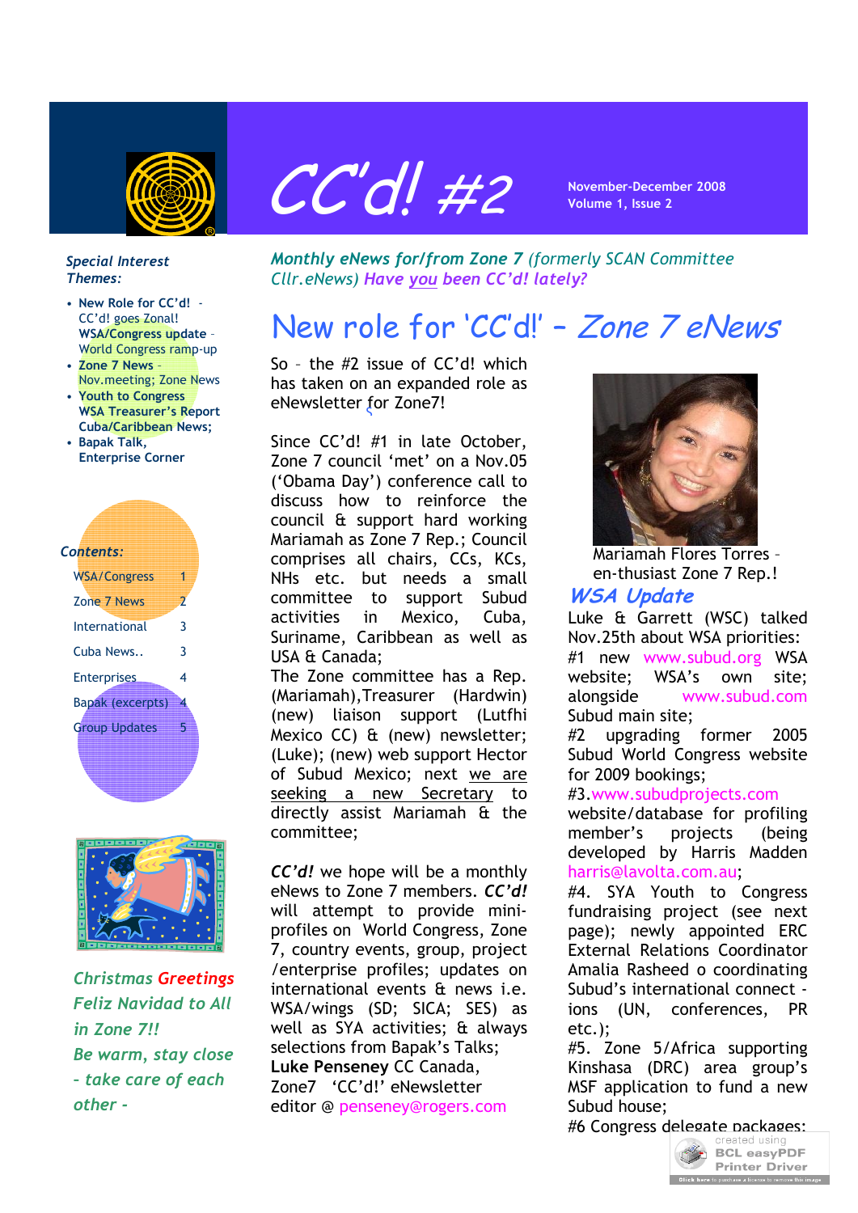# CC'd! #2

**November-December 2008**
**Volume 1, Issue 2**

***Special Interest Themes:***

- **New Role for CC'd!** - CC'd! goes Zonal!
  **WSA/Congress update** - World Congress ramp-up
- **Zone 7 News** - Nov.meeting; Zone News
- **Youth to Congress**
  **WSA Treasurer's Report**
  **Cuba/Caribbean News;**
- **Bapak Talk,**
  **Enterprise Corner**

***Contents:***

| | |
|---|---|
| WSA/Congress | 1 |
| Zone 7 News | 2 |
| International | 3 |
| Cuba News.. | 3 |
| Enterprises | 4 |
| Bapak (excerpts) | 4 |
| Group Updates | 5 |

*Christmas Greetings*
*Feliz Navidad to All in Zone 7!!*
*Be warm, stay close - take care of each other -*

***Monthly eNews for/from Zone 7** (formerly SCAN Committee Cllr.eNews) **Have you been CC'd! lately?***

# New role for 'CC'd!' – *Zone 7 eNews*

So – the #2 issue of CC'd! which has taken on an expanded role as eNewsletter for Zone7!

Since CC'd! #1 in late October, Zone 7 council 'met' on a Nov.05 ('Obama Day') conference call to discuss how to reinforce the council & support hard working Mariamah as Zone 7 Rep.; Council comprises all chairs, CCs, KCs, NHs etc. but needs a small committee to support Subud activities in Mexico, Cuba, Suriname, Caribbean as well as USA & Canada;
The Zone committee has a Rep. (Mariamah),Treasurer (Hardwin) (new) liaison support (Lutfhi Mexico CC) & (new) newsletter; (Luke); (new) web support Hector of Subud Mexico; next we are seeking a new Secretary to directly assist Mariamah & the committee;

***CC'd!*** we hope will be a monthly eNews to Zone 7 members. ***CC'd!*** will attempt to provide mini-profiles on World Congress, Zone 7, country events, group, project /enterprise profiles; updates on international events & news i.e. WSA/wings (SD; SICA; SES) as well as SYA activities; & always selections from Bapak's Talks;
**Luke Penseney** CC Canada, Zone7 'CC'd!' eNewsletter editor @ penseney@rogers.com

Mariamah Flores Torres – en-thusiast Zone 7 Rep.!

## *WSA Update*

Luke & Garrett (WSC) talked Nov.25th about WSA priorities:
#1 new www.subud.org WSA website; WSA's own site; alongside www.subud.com Subud main site;
#2 upgrading former 2005 Subud World Congress website for 2009 bookings;
#3.www.subudprojects.com website/database for profiling member's projects (being developed by Harris Madden harris@lavolta.com.au;
#4. SYA Youth to Congress fundraising project (see next page); newly appointed ERC External Relations Coordinator Amalia Rasheed o coordinating Subud's international connect -ions (UN, conferences, PR etc.);
#5. Zone 5/Africa supporting Kinshasa (DRC) area group's MSF application to fund a new Subud house;
#6 Congress delegate packages;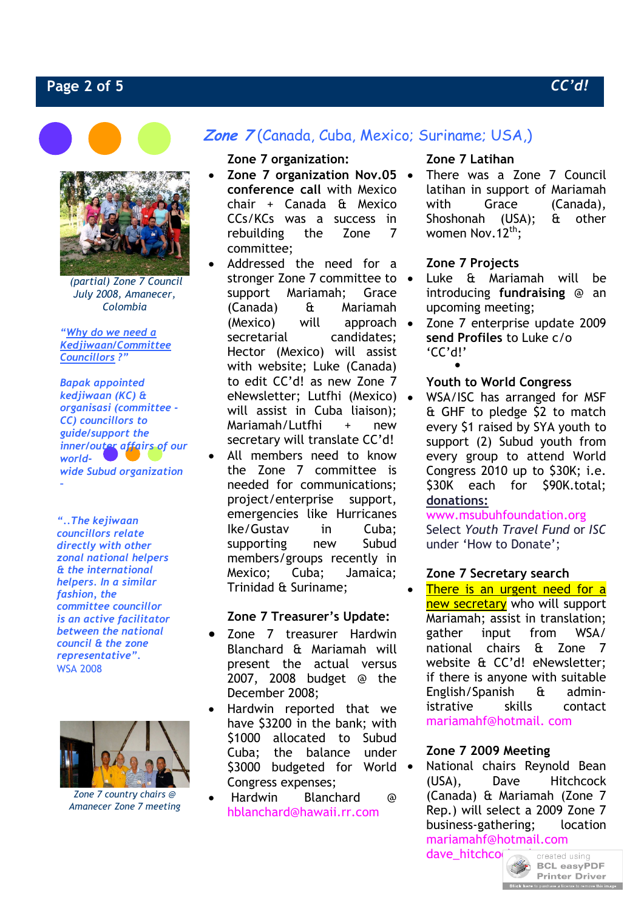## *Zone 7* (Canada, Cuba, Mexico; Suriname; USA,)

*(partial) Zone 7 Council July 2008, Amanecer, Colombia*

*"Why do we need a Kedjiwaan/Committee Councillors ?"*

*Bapak appointed kedjiwaan (KC) & organisasi (committee - CC) councillors to guide/support the inner/outer affairs of our world-wide Subud organization -*

*"..The kejiwaan councillors relate directly with other zonal national helpers & the international helpers. In a similar fashion, the committee councillor is an active facilitator between the national council & the zone representative".*
WSA 2008

*Zone 7 country chairs @ Amanecer Zone 7 meeting*

### Zone 7 organization:

- **Zone 7 organization Nov.05 conference call** with Mexico chair + Canada & Mexico CCs/KCs was a success in rebuilding the Zone 7 committee;
- Addressed the need for a stronger Zone 7 committee to support Mariamah; Grace (Canada) & Mariamah (Mexico) will approach secretarial candidates; Hector (Mexico) will assist with website; Luke (Canada) to edit CC'd! as new Zone 7 eNewsletter; Lutfhi (Mexico) will assist in Cuba liaison); Mariamah/Lutfhi + new secretary will translate CC'd!
- All members need to know the Zone 7 committee is needed for communications; project/enterprise support, emergencies like Hurricanes Ike/Gustav in Cuba; supporting new Subud members/groups recently in Mexico; Cuba; Jamaica; Trinidad & Suriname;

### Zone 7 Treasurer's Update:

- Zone 7 treasurer Hardwin Blanchard & Mariamah will present the actual versus 2007, 2008 budget @ the December 2008;
- Hardwin reported that we have $3200 in the bank; with $1000 allocated to Subud Cuba; the balance under $3000 budgeted for World Congress expenses;
- Hardwin Blanchard @ hblanchard@hawaii.rr.com

### Zone 7 Latihan

- There was a Zone 7 Council latihan in support of Mariamah with Grace (Canada), Shoshonah (USA); & other women Nov.12th;

### Zone 7 Projects

- Luke & Mariamah will be introducing **fundraising** @ an upcoming meeting;
- Zone 7 enterprise update 2009 **send Profiles** to Luke c/o 'CC'd!'

### Youth to World Congress

- WSA/ISC has arranged for MSF & GHF to pledge $2 to match every $1 raised by SYA youth to support (2) Subud youth from every group to attend World Congress 2010 up to $30K; i.e. $30K each for $90K.total; **donations:** www.msubuhfoundation.org Select *Youth Travel Fund* or *ISC* under 'How to Donate';

### Zone 7 Secretary search

- There is an urgent need for a new secretary who will support Mariamah; assist in translation; gather input from WSA/ national chairs & Zone 7 website & CC'd! eNewsletter; if there is anyone with suitable English/Spanish & admin-istrative skills contact mariamahf@hotmail. com

### Zone 7 2009 Meeting

- National chairs Reynold Bean (USA), Dave Hitchcock (Canada) & Mariamah (Zone 7 Rep.) will select a 2009 Zone 7 business-gathering; location mariamahf@hotmail.com dave_hitchco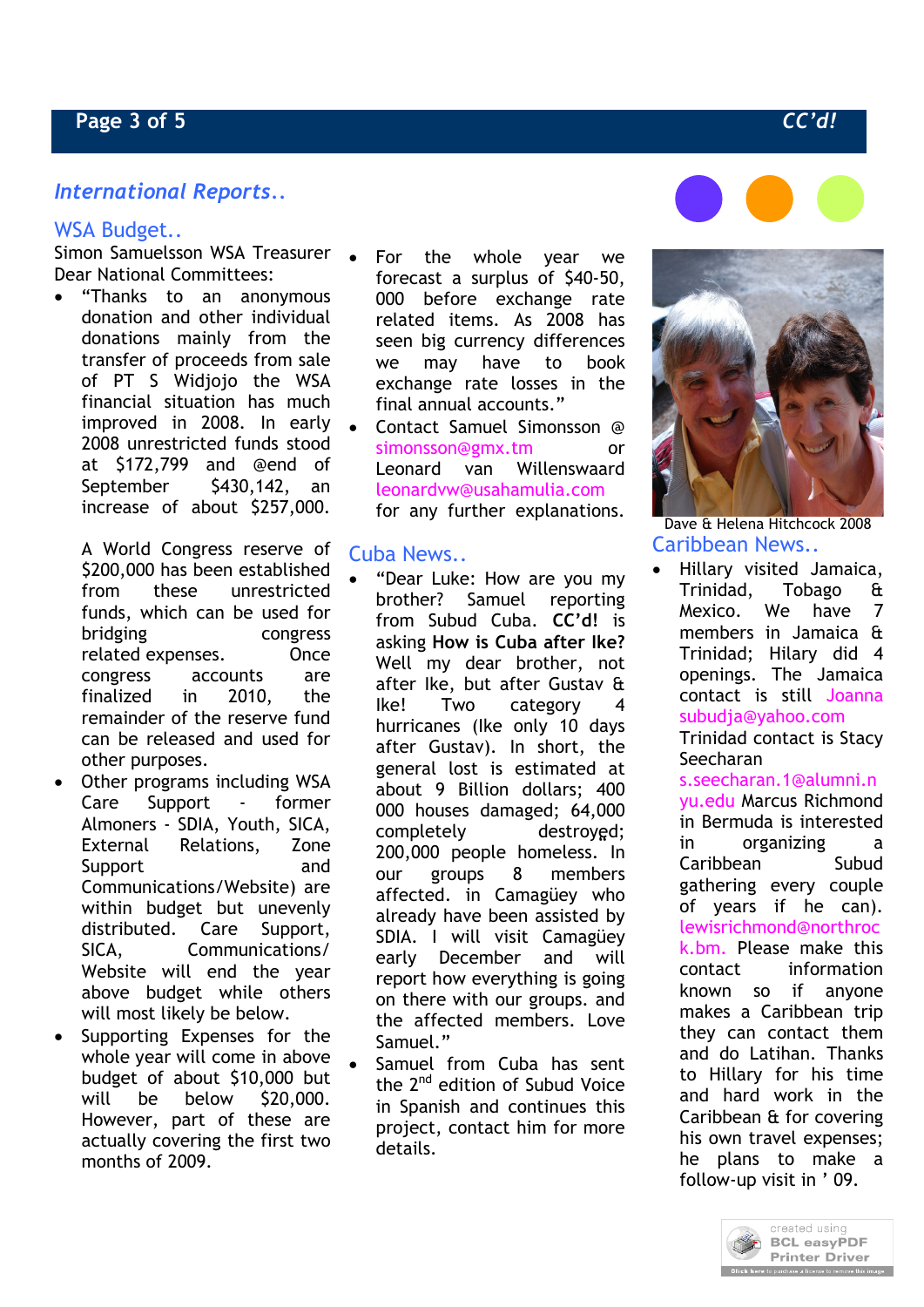## International Reports..

### WSA Budget..

Simon Samuelsson WSA Treasurer
Dear National Committees:

- "Thanks to an anonymous donation and other individual donations mainly from the transfer of proceeds from sale of PT S Widjojo the WSA financial situation has much improved in 2008. In early 2008 unrestricted funds stood at $172,799 and @end of September $430,142, an increase of about $257,000.

  A World Congress reserve of $200,000 has been established from these unrestricted funds, which can be used for bridging congress related expenses. Once congress accounts are finalized in 2010, the remainder of the reserve fund can be released and used for other purposes.
- Other programs including WSA Care Support - former Almoners - SDIA, Youth, SICA, External Relations, Zone Support and Communications/Website) are within budget but unevenly distributed. Care Support, SICA, Communications/ Website will end the year above budget while others will most likely be below.
- Supporting Expenses for the whole year will come in above budget of about $10,000 but will be below $20,000. However, part of these are actually covering the first two months of 2009.
- For the whole year we forecast a surplus of $40-50, 000 before exchange rate related items. As 2008 has seen big currency differences we may have to book exchange rate losses in the final annual accounts."
- Contact Samuel Simonsson @ simonsson@gmx.tm or Leonard van Willenswaard leonardvw@usahamulia.com for any further explanations.

### Cuba News..

- "Dear Luke: How are you my brother? Samuel reporting from Subud Cuba. **CC'd!** is asking **How is Cuba after Ike?** Well my dear brother, not after Ike, but after Gustav & Ike! Two category 4 hurricanes (Ike only 10 days after Gustav). In short, the general lost is estimated at about 9 Billion dollars; 400 000 houses damaged; 64,000 completely destroyed; 200,000 people homeless. In our groups 8 members affected. in Camagüey who already have been assisted by SDIA. I will visit Camagüey early December and will report how everything is going on there with our groups. and the affected members. Love Samuel."
- Samuel from Cuba has sent the 2nd edition of Subud Voice in Spanish and continues this project, contact him for more details.

Dave & Helena Hitchcock 2008

### Caribbean News..

- Hillary visited Jamaica, Trinidad, Tobago & Mexico. We have 7 members in Jamaica & Trinidad; Hilary did 4 openings. The Jamaica contact is still Joanna subudja@yahoo.com Trinidad contact is Stacy Seecharan s.seecharan.1@alumni.nyu.edu Marcus Richmond in Bermuda is interested in organizing a Caribbean Subud gathering every couple of years if he can). lewisrichmond@northrock.bm. Please make this contact information known so if anyone makes a Caribbean trip they can contact them and do Latihan. Thanks to Hillary for his time and hard work in the Caribbean & for covering his own travel expenses; he plans to make a follow-up visit in ' 09.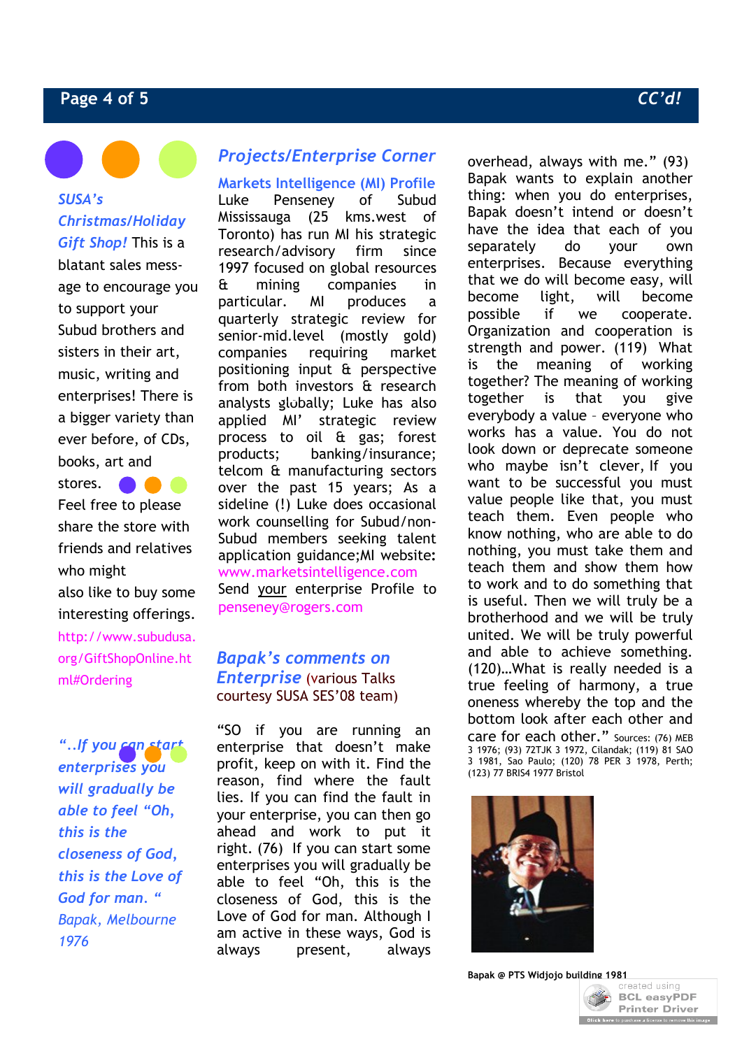*SUSA's Christmas/Holiday Gift Shop!* This is a blatant sales message to encourage you to support your Subud brothers and sisters in their art, music, writing and enterprises! There is a bigger variety than ever before, of CDs, books, art and stores. Feel free to please share the store with friends and relatives who might also like to buy some interesting offerings. http://www.subudusa.org/GiftShopOnline.html#Ordering

*"..If you can start enterprises you will gradually be able to feel "Oh, this is the closeness of God, this is the Love of God for man. " Bapak, Melbourne 1976*

## Projects/Enterprise Corner

### Markets Intelligence (MI) Profile

Luke Penseney of Subud Mississauga (25 kms.west of Toronto) has run MI his strategic research/advisory firm since 1997 focused on global resources & mining companies in particular. MI produces a quarterly strategic review for senior-mid.level (mostly gold) companies requiring market positioning input & perspective from both investors & research analysts globally; Luke has also applied MI' strategic review process to oil & gas; forest products; banking/insurance; telcom & manufacturing sectors over the past 15 years; As a sideline (!) Luke does occasional work counselling for Subud/non-Subud members seeking talent application guidance;MI website: www.marketsintelligence.com

Send your enterprise Profile to penseney@rogers.com

### *Bapak's comments on Enterprise* (various Talks courtesy SUSA SES'08 team)

"SO if you are running an enterprise that doesn't make profit, keep on with it. Find the reason, find where the fault lies. If you can find the fault in your enterprise, you can then go ahead and work to put it right. (76) If you can start some enterprises you will gradually be able to feel "Oh, this is the closeness of God, this is the Love of God for man. Although I am active in these ways, God is always present, always overhead, always with me." (93) Bapak wants to explain another thing: when you do enterprises, Bapak doesn't intend or doesn't have the idea that each of you separately do your own enterprises. Because everything that we do will become easy, will become light, will become possible if we cooperate. Organization and cooperation is strength and power. (119) What is the meaning of working together? The meaning of working together is that you give everybody a value – everyone who works has a value. You do not look down or deprecate someone who maybe isn't clever, If you want to be successful you must value people like that, you must teach them. Even people who know nothing, who are able to do nothing, you must take them and teach them and show them how to work and to do something that is useful. Then we will truly be a brotherhood and we will be truly united. We will be truly powerful and able to achieve something. (120)…What is really needed is a true feeling of harmony, a true oneness whereby the top and the bottom look after each other and care for each other." Sources: (76) MEB 3 1976; (93) 72TJK 3 1972, Cilandak; (119) 81 SAO 3 1981, Sao Paulo; (120) 78 PER 3 1978, Perth; (123) 77 BRIS4 1977 Bristol

**Bapak @ PTS Widjojo building 1981**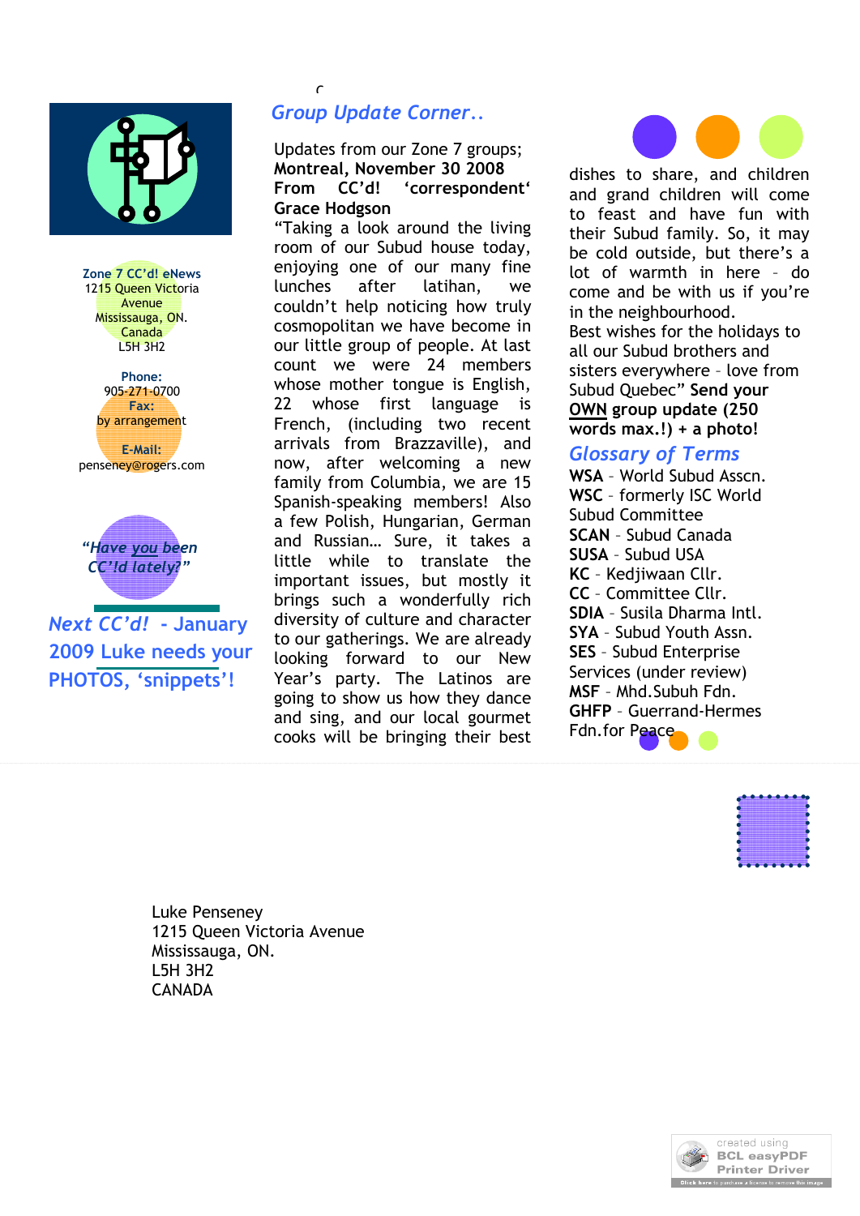Zone 7 CC'd! eNews
1215 Queen Victoria Avenue
Mississauga, ON.
Canada
L5H 3H2

**Phone:**
905-271-0700
**Fax:**
by arrangement
**E-Mail:**
penseney@rogers.com

*"Have you been CC'ld lately?"*

## Next CC'd! - January 2009 Luke needs your PHOTOS, 'snippets'!

## *Group Update Corner..*

Updates from our Zone 7 groups;
**Montreal, November 30 2008**
**From CC'd! 'correspondent' Grace Hodgson**

"Taking a look around the living room of our Subud house today, enjoying one of our many fine lunches after latihan, we couldn't help noticing how truly cosmopolitan we have become in our little group of people. At last count we were 24 members whose mother tongue is English, 22 whose first language is French, (including two recent arrivals from Brazzaville), and now, after welcoming a new family from Columbia, we are 15 Spanish-speaking members! Also a few Polish, Hungarian, German and Russian… Sure, it takes a little while to translate the important issues, but mostly it brings such a wonderfully rich diversity of culture and character to our gatherings. We are already looking forward to our New Year's party. The Latinos are going to show us how they dance and sing, and our local gourmet cooks will be bringing their best dishes to share, and children and grand children will come to feast and have fun with their Subud family. So, it may be cold outside, but there's a lot of warmth in here - do come and be with us if you're in the neighbourhood.
Best wishes for the holidays to all our Subud brothers and sisters everywhere - love from Subud Quebec" **Send your OWN group update (250 words max.!) + a photo!**

## *Glossary of Terms*

**WSA** - World Subud Asscn.
**WSC** - formerly ISC World Subud Committee
**SCAN** - Subud Canada
**SUSA** - Subud USA
**KC** - Kedjiwaan Cllr.
**CC** - Committee Cllr.
**SDIA** - Susila Dharma Intl.
**SYA** - Subud Youth Assn.
**SES** - Subud Enterprise Services (under review)
**MSF** - Mhd.Subuh Fdn.
**GHFP** - Guerrand-Hermes Fdn.for Peace

Luke Penseney
1215 Queen Victoria Avenue
Mississauga, ON.
L5H 3H2
CANADA